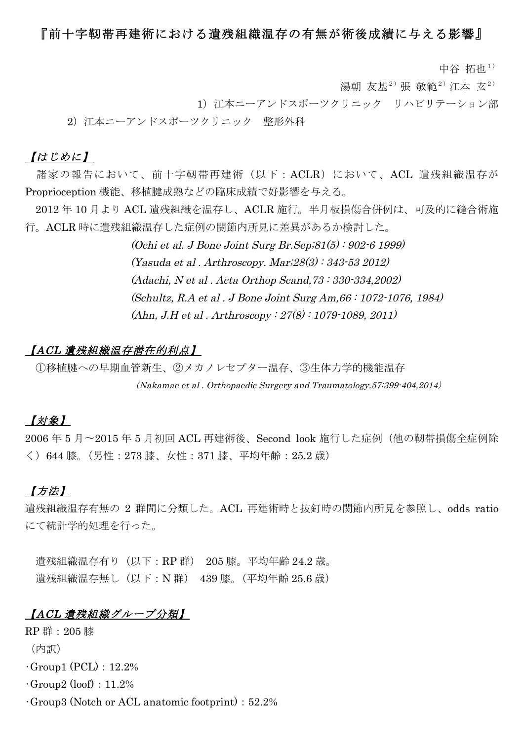# 『前十字靭帯再建術における遺残組織温存の有無が術後成績に与える影響』

中谷 拓也[1)]

湯朝 友基[2)] 張 敬範[2)] 江本 玄[2)]

1）江本ニーアンドスポーツクリニック　リハビリテーション部

2）江本ニーアンドスポーツクリニック　整形外科

## *【はじめに】*

諸家の報告において、前十字靭帯再建術（以下：ACLR）において、ACL 遺残組織温存が Proprioception 機能、移植腱成熟などの臨床成績で好影響を与える。

2012 年 10 月より ACL 遺残組織を温存し、ACLR 施行。半月板損傷合併例は、可及的に縫合術施行。ACLR 時に遺残組織温存した症例の関節内所見に差異があるか検討した。

*(Ochi et al. J Bone Joint Surg Br.Sep;81(5) : 902-6 1999)*
*(Yasuda et al . Arthroscopy. Mar;28(3) : 343-53 2012)*
*(Adachi, N et al . Acta Orthop Scand,73 : 330-334,2002)*
*(Schultz, R.A et al . J Bone Joint Surg Am,66 : 1072-1076, 1984)*
*(Ahn, J.H et al . Arthroscopy : 27(8) : 1079-1089, 2011)*

## *【ACL 遺残組織温存潜在的利点】*

①移植腱への早期血管新生、②メカノレセプター温存、③生体力学的機能温存

*(Nakamae et al . Orthopaedic Surgery and Traumatology.57:399-404,2014)*

## *【対象】*

2006 年 5 月～2015 年 5 月初回 ACL 再建術後、Second look 施行した症例（他の靭帯損傷全症例除く）644 膝。（男性：273 膝、女性：371 膝、平均年齢：25.2 歳）

## *【方法】*

遺残組織温存有無の 2 群間に分類した。ACL 再建術時と抜釘時の関節内所見を参照し、odds ratio にて統計学的処理を行った。

遺残組織温存有り（以下：RP 群）　205 膝。平均年齢 24.2 歳。
遺残組織温存無し（以下：N 群）　439 膝。（平均年齢 25.6 歳）

## *【ACL 遺残組織グループ分類】*

RP 群：205 膝
（内訳）

- Group1 (PCL)：12.2%
- Group2 (loof)：11.2%
- Group3 (Notch or ACL anatomic footprint)：52.2%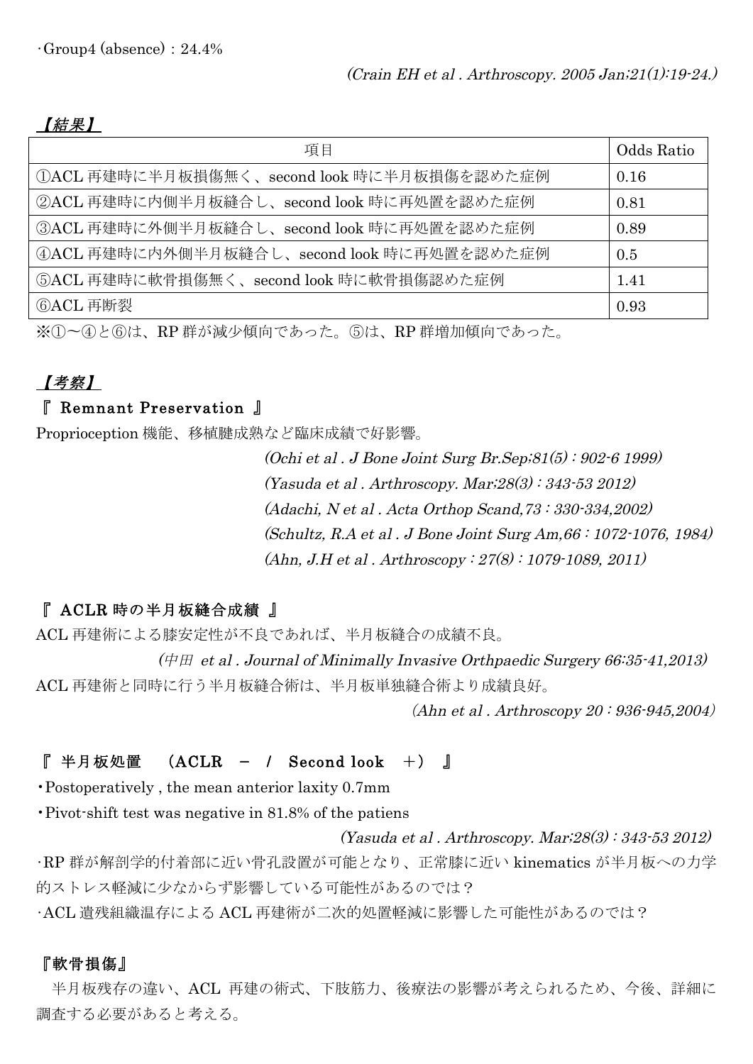·Group4 (absence)：24.4%

*(Crain EH et al . Arthroscopy. 2005 Jan;21(1):19-24.)*

## ***【結果】***

| 項目 | Odds Ratio |
|---|---|
| ①ACL 再建時に半月板損傷無く、second look 時に半月板損傷を認めた症例 | 0.16 |
| ②ACL 再建時に内側半月板縫合し、second look 時に再処置を認めた症例 | 0.81 |
| ③ACL 再建時に外側半月板縫合し、second look 時に再処置を認めた症例 | 0.89 |
| ④ACL 再建時に内外側半月板縫合し、second look 時に再処置を認めた症例 | 0.5 |
| ⑤ACL 再建時に軟骨損傷無く、second look 時に軟骨損傷認めた症例 | 1.41 |
| ⑥ACL 再断裂 | 0.93 |

※①～④と⑥は、RP 群が減少傾向であった。⑤は、RP 群増加傾向であった。

## ***【考察】***

### 『 Remnant Preservation 』

Proprioception 機能、移植腱成熟など臨床成績で好影響。

*(Ochi et al . J Bone Joint Surg Br.Sep;81(5)：902-6 1999)*
*(Yasuda et al . Arthroscopy. Mar;28(3)：343-53 2012)*
*(Adachi, N et al . Acta Orthop Scand,73：330-334,2002)*
*(Schultz, R.A et al . J Bone Joint Surg Am,66：1072-1076, 1984)*
*(Ahn, J.H et al . Arthroscopy：27(8)：1079-1089, 2011)*

### 『 ACLR 時の半月板縫合成績 』

ACL 再建術による膝安定性が不良であれば、半月板縫合の成績不良。

*(中田 et al . Journal of Minimally Invasive Orthpaedic Surgery 66:35-41,2013)*

ACL 再建術と同時に行う半月板縫合術は、半月板単独縫合術より成績良好。

*(Ahn et al . Arthroscopy 20：936-945,2004)*

### 『 半月板処置 （ACLR － / Second look ＋） 』

- Postoperatively , the mean anterior laxity 0.7mm
- Pivot-shift test was negative in 81.8% of the patiens

*(Yasuda et al . Arthroscopy. Mar;28(3)：343-53 2012)*

·RP 群が解剖学的付着部に近い骨孔設置が可能となり、正常膝に近い kinematics が半月板への力学的ストレス軽減に少なからず影響している可能性があるのでは？

·ACL 遺残組織温存による ACL 再建術が二次的処置軽減に影響した可能性があるのでは？

### 『軟骨損傷』

半月板残存の違い、ACL 再建の術式、下肢筋力、後療法の影響が考えられるため、今後、詳細に調査する必要があると考える。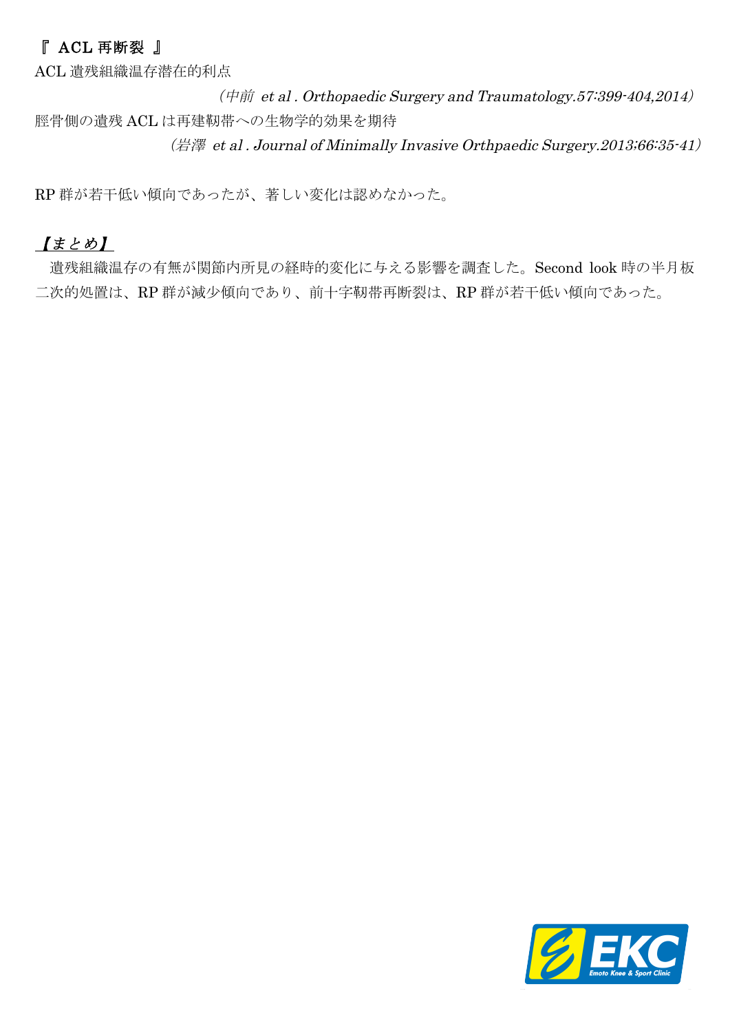『 ACL 再断裂 』

ACL 遺残組織温存潜在的利点

*（中前 et al . Orthopaedic Surgery and Traumatology.57:399-404,2014）*

脛骨側の遺残 ACL は再建靭帯への生物学的効果を期待

*（岩澤 et al . Journal of Minimally Invasive Orthpaedic Surgery.2013;66:35-41）*

RP 群が若干低い傾向であったが、著しい変化は認めなかった。

## *【まとめ】*

遺残組織温存の有無が関節内所見の経時的変化に与える影響を調査した。Second look 時の半月板二次的処置は、RP 群が減少傾向であり、前十字靭帯再断裂は、RP 群が若干低い傾向であった。